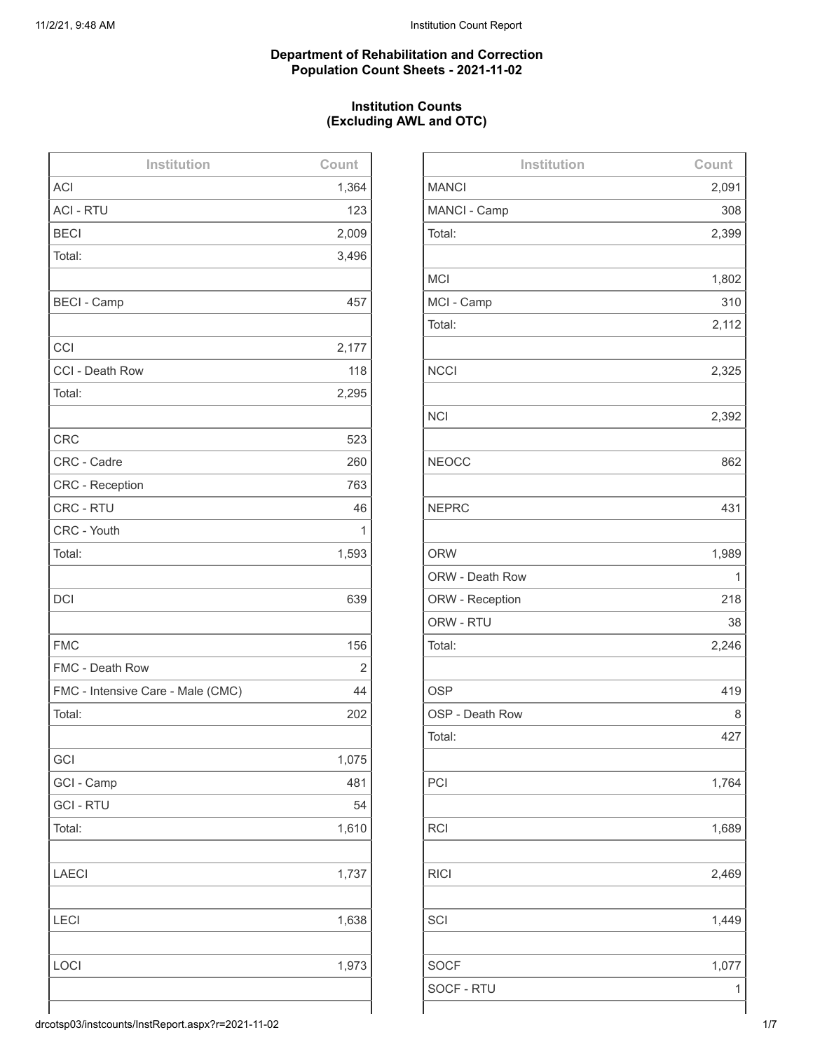**Department of Rehabilitation and Correction**
**Population Count Sheets - 2021-11-02**

**Institution Counts**
**(Excluding AWL and OTC)**

| Institution | Count |
|---|---|
| ACI | 1,364 |
| ACI - RTU | 123 |
| BECI | 2,009 |
| Total: | 3,496 |
| | |
| BECI - Camp | 457 |
| | |
| CCI | 2,177 |
| CCI - Death Row | 118 |
| Total: | 2,295 |
| | |
| CRC | 523 |
| CRC - Cadre | 260 |
| CRC - Reception | 763 |
| CRC - RTU | 46 |
| CRC - Youth | 1 |
| Total: | 1,593 |
| | |
| DCI | 639 |
| | |
| FMC | 156 |
| FMC - Death Row | 2 |
| FMC - Intensive Care - Male (CMC) | 44 |
| Total: | 202 |
| | |
| GCI | 1,075 |
| GCI - Camp | 481 |
| GCI - RTU | 54 |
| Total: | 1,610 |
| | |
| LAECI | 1,737 |
| | |
| LECI | 1,638 |
| | |
| LOCI | 1,973 |
| | |

| Institution | Count |
|---|---|
| MANCI | 2,091 |
| MANCI - Camp | 308 |
| Total: | 2,399 |
| | |
| MCI | 1,802 |
| MCI - Camp | 310 |
| Total: | 2,112 |
| | |
| NCCI | 2,325 |
| | |
| NCI | 2,392 |
| | |
| NEOCC | 862 |
| | |
| NEPRC | 431 |
| | |
| ORW | 1,989 |
| ORW - Death Row | 1 |
| ORW - Reception | 218 |
| ORW - RTU | 38 |
| Total: | 2,246 |
| | |
| OSP | 419 |
| OSP - Death Row | 8 |
| Total: | 427 |
| | |
| PCI | 1,764 |
| | |
| RCI | 1,689 |
| | |
| RICI | 2,469 |
| | |
| SCI | 1,449 |
| | |
| SOCF | 1,077 |
| SOCF - RTU | 1 |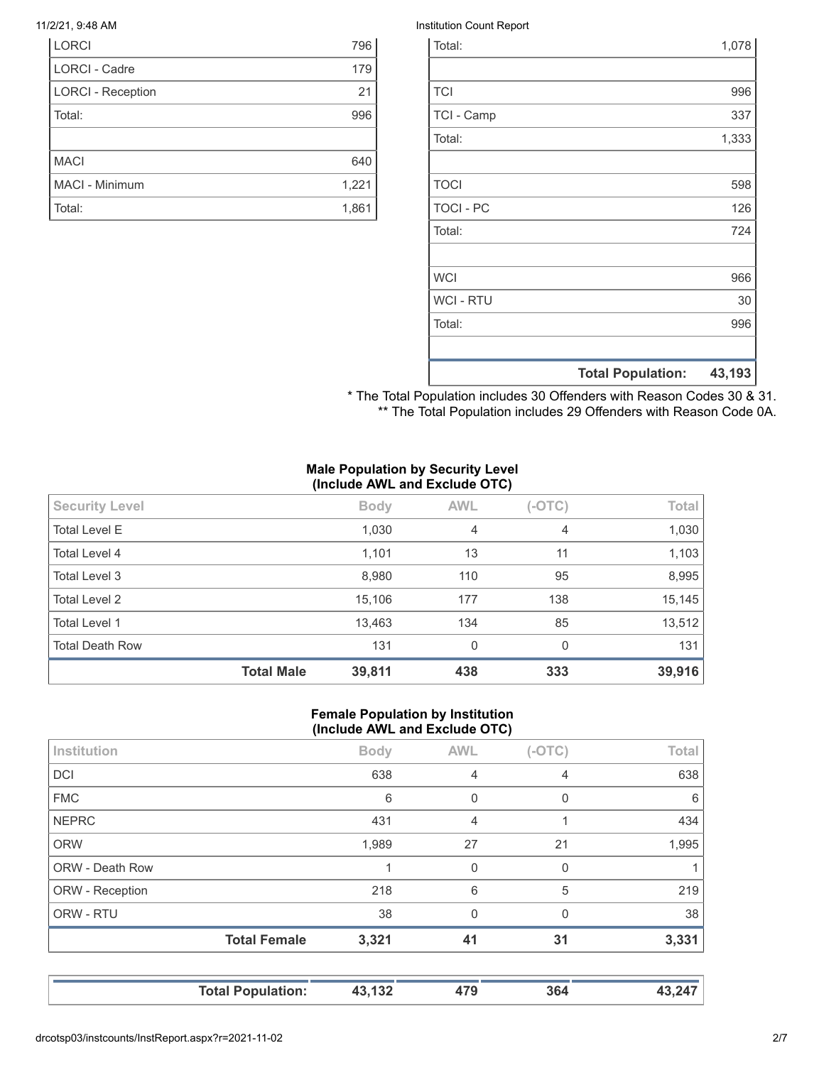| | |
|---|---|
| LORCI | 796 |
| LORCI - Cadre | 179 |
| LORCI - Reception | 21 |
| Total: | 996 |
| | |
| MACI | 640 |
| MACI - Minimum | 1,221 |
| Total: | 1,861 |

| | |
|---|---|
| Total: | 1,078 |
| | |
| TCI | 996 |
| TCI - Camp | 337 |
| Total: | 1,333 |
| | |
| TOCI | 598 |
| TOCI - PC | 126 |
| Total: | 724 |
| | |
| WCI | 966 |
| WCI - RTU | 30 |
| Total: | 996 |
| | |
| **Total Population:** | **43,193** |

* The Total Population includes 30 Offenders with Reason Codes 30 & 31.
** The Total Population includes 29 Offenders with Reason Code 0A.

**Male Population by Security Level (Include AWL and Exclude OTC)**

| Security Level | Body | AWL | (-OTC) | Total |
|---|---|---|---|---|
| Total Level E | 1,030 | 4 | 4 | 1,030 |
| Total Level 4 | 1,101 | 13 | 11 | 1,103 |
| Total Level 3 | 8,980 | 110 | 95 | 8,995 |
| Total Level 2 | 15,106 | 177 | 138 | 15,145 |
| Total Level 1 | 13,463 | 134 | 85 | 13,512 |
| Total Death Row | 131 | 0 | 0 | 131 |
| **Total Male** | **39,811** | **438** | **333** | **39,916** |

**Female Population by Institution (Include AWL and Exclude OTC)**

| Institution | Body | AWL | (-OTC) | Total |
|---|---|---|---|---|
| DCI | 638 | 4 | 4 | 638 |
| FMC | 6 | 0 | 0 | 6 |
| NEPRC | 431 | 4 | 1 | 434 |
| ORW | 1,989 | 27 | 21 | 1,995 |
| ORW - Death Row | 1 | 0 | 0 | 1 |
| ORW - Reception | 218 | 6 | 5 | 219 |
| ORW - RTU | 38 | 0 | 0 | 38 |
| **Total Female** | **3,321** | **41** | **31** | **3,331** |

| | | | | |
|---|---|---|---|---|
| **Total Population:** | **43,132** | **479** | **364** | **43,247** |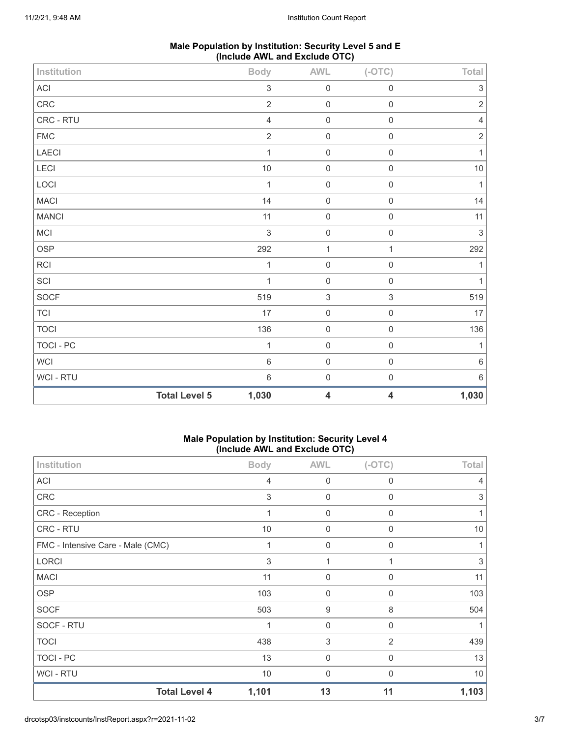### Male Population by Institution: Security Level 5 and E (Include AWL and Exclude OTC)

| Institution | Body | AWL | (-OTC) | Total |
|---|---|---|---|---|
| ACI | 3 | 0 | 0 | 3 |
| CRC | 2 | 0 | 0 | 2 |
| CRC - RTU | 4 | 0 | 0 | 4 |
| FMC | 2 | 0 | 0 | 2 |
| LAECI | 1 | 0 | 0 | 1 |
| LECI | 10 | 0 | 0 | 10 |
| LOCI | 1 | 0 | 0 | 1 |
| MACI | 14 | 0 | 0 | 14 |
| MANCI | 11 | 0 | 0 | 11 |
| MCI | 3 | 0 | 0 | 3 |
| OSP | 292 | 1 | 1 | 292 |
| RCI | 1 | 0 | 0 | 1 |
| SCI | 1 | 0 | 0 | 1 |
| SOCF | 519 | 3 | 3 | 519 |
| TCI | 17 | 0 | 0 | 17 |
| TOCI | 136 | 0 | 0 | 136 |
| TOCI - PC | 1 | 0 | 0 | 1 |
| WCI | 6 | 0 | 0 | 6 |
| WCI - RTU | 6 | 0 | 0 | 6 |
| **Total Level 5** | **1,030** | **4** | **4** | **1,030** |

### Male Population by Institution: Security Level 4 (Include AWL and Exclude OTC)

| Institution | Body | AWL | (-OTC) | Total |
|---|---|---|---|---|
| ACI | 4 | 0 | 0 | 4 |
| CRC | 3 | 0 | 0 | 3 |
| CRC - Reception | 1 | 0 | 0 | 1 |
| CRC - RTU | 10 | 0 | 0 | 10 |
| FMC - Intensive Care - Male (CMC) | 1 | 0 | 0 | 1 |
| LORCI | 3 | 1 | 1 | 3 |
| MACI | 11 | 0 | 0 | 11 |
| OSP | 103 | 0 | 0 | 103 |
| SOCF | 503 | 9 | 8 | 504 |
| SOCF - RTU | 1 | 0 | 0 | 1 |
| TOCI | 438 | 3 | 2 | 439 |
| TOCI - PC | 13 | 0 | 0 | 13 |
| WCI - RTU | 10 | 0 | 0 | 10 |
| **Total Level 4** | **1,101** | **13** | **11** | **1,103** |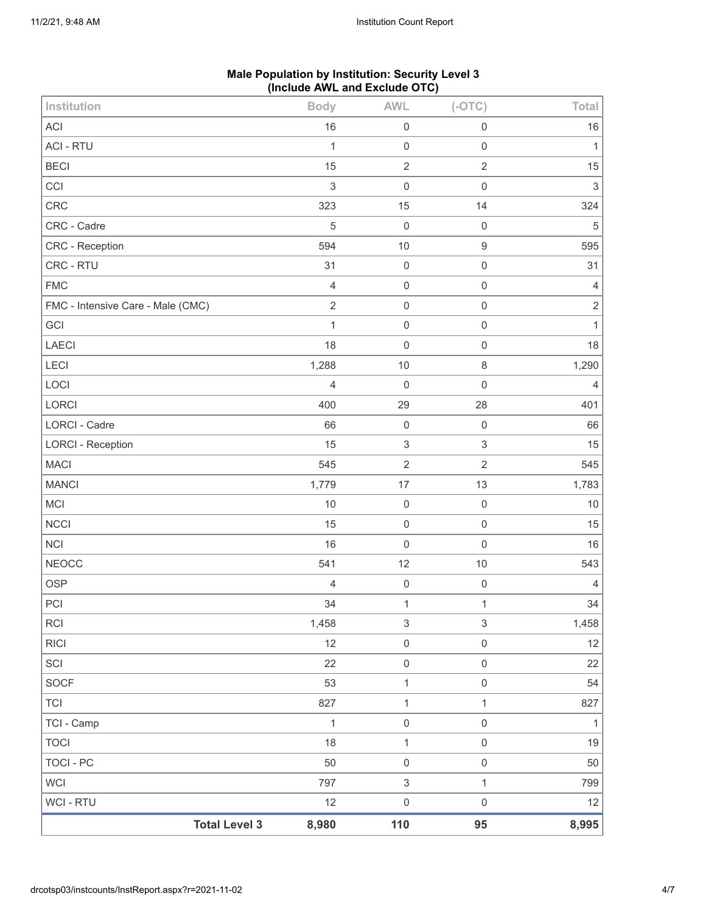**Male Population by Institution: Security Level 3**
**(Include AWL and Exclude OTC)**

| Institution | Body | AWL | (-OTC) | Total |
|---|---|---|---|---|
| ACI | 16 | 0 | 0 | 16 |
| ACI - RTU | 1 | 0 | 0 | 1 |
| BECI | 15 | 2 | 2 | 15 |
| CCI | 3 | 0 | 0 | 3 |
| CRC | 323 | 15 | 14 | 324 |
| CRC - Cadre | 5 | 0 | 0 | 5 |
| CRC - Reception | 594 | 10 | 9 | 595 |
| CRC - RTU | 31 | 0 | 0 | 31 |
| FMC | 4 | 0 | 0 | 4 |
| FMC - Intensive Care - Male (CMC) | 2 | 0 | 0 | 2 |
| GCI | 1 | 0 | 0 | 1 |
| LAECI | 18 | 0 | 0 | 18 |
| LECI | 1,288 | 10 | 8 | 1,290 |
| LOCI | 4 | 0 | 0 | 4 |
| LORCI | 400 | 29 | 28 | 401 |
| LORCI - Cadre | 66 | 0 | 0 | 66 |
| LORCI - Reception | 15 | 3 | 3 | 15 |
| MACI | 545 | 2 | 2 | 545 |
| MANCI | 1,779 | 17 | 13 | 1,783 |
| MCI | 10 | 0 | 0 | 10 |
| NCCI | 15 | 0 | 0 | 15 |
| NCI | 16 | 0 | 0 | 16 |
| NEOCC | 541 | 12 | 10 | 543 |
| OSP | 4 | 0 | 0 | 4 |
| PCI | 34 | 1 | 1 | 34 |
| RCI | 1,458 | 3 | 3 | 1,458 |
| RICI | 12 | 0 | 0 | 12 |
| SCI | 22 | 0 | 0 | 22 |
| SOCF | 53 | 1 | 0 | 54 |
| TCI | 827 | 1 | 1 | 827 |
| TCI - Camp | 1 | 0 | 0 | 1 |
| TOCI | 18 | 1 | 0 | 19 |
| TOCI - PC | 50 | 0 | 0 | 50 |
| WCI | 797 | 3 | 1 | 799 |
| WCI - RTU | 12 | 0 | 0 | 12 |
| **Total Level 3** | **8,980** | **110** | **95** | **8,995** |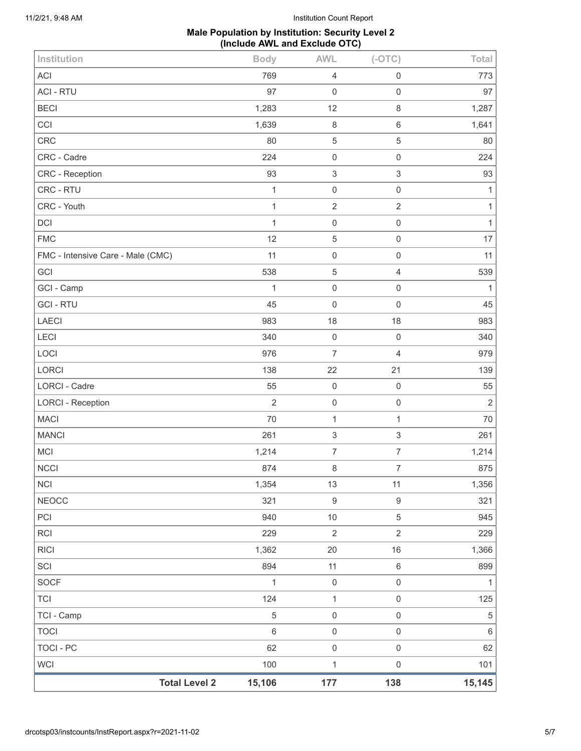**Male Population by Institution: Security Level 2 (Include AWL and Exclude OTC)**

| Institution | Body | AWL | (-OTC) | Total |
|---|---|---|---|---|
| ACI | 769 | 4 | 0 | 773 |
| ACI - RTU | 97 | 0 | 0 | 97 |
| BECI | 1,283 | 12 | 8 | 1,287 |
| CCI | 1,639 | 8 | 6 | 1,641 |
| CRC | 80 | 5 | 5 | 80 |
| CRC - Cadre | 224 | 0 | 0 | 224 |
| CRC - Reception | 93 | 3 | 3 | 93 |
| CRC - RTU | 1 | 0 | 0 | 1 |
| CRC - Youth | 1 | 2 | 2 | 1 |
| DCI | 1 | 0 | 0 | 1 |
| FMC | 12 | 5 | 0 | 17 |
| FMC - Intensive Care - Male (CMC) | 11 | 0 | 0 | 11 |
| GCI | 538 | 5 | 4 | 539 |
| GCI - Camp | 1 | 0 | 0 | 1 |
| GCI - RTU | 45 | 0 | 0 | 45 |
| LAECI | 983 | 18 | 18 | 983 |
| LECI | 340 | 0 | 0 | 340 |
| LOCI | 976 | 7 | 4 | 979 |
| LORCI | 138 | 22 | 21 | 139 |
| LORCI - Cadre | 55 | 0 | 0 | 55 |
| LORCI - Reception | 2 | 0 | 0 | 2 |
| MACI | 70 | 1 | 1 | 70 |
| MANCI | 261 | 3 | 3 | 261 |
| MCI | 1,214 | 7 | 7 | 1,214 |
| NCCI | 874 | 8 | 7 | 875 |
| NCI | 1,354 | 13 | 11 | 1,356 |
| NEOCC | 321 | 9 | 9 | 321 |
| PCI | 940 | 10 | 5 | 945 |
| RCI | 229 | 2 | 2 | 229 |
| RICI | 1,362 | 20 | 16 | 1,366 |
| SCI | 894 | 11 | 6 | 899 |
| SOCF | 1 | 0 | 0 | 1 |
| TCI | 124 | 1 | 0 | 125 |
| TCI - Camp | 5 | 0 | 0 | 5 |
| TOCI | 6 | 0 | 0 | 6 |
| TOCI - PC | 62 | 0 | 0 | 62 |
| WCI | 100 | 1 | 0 | 101 |
| **Total Level 2** | **15,106** | **177** | **138** | **15,145** |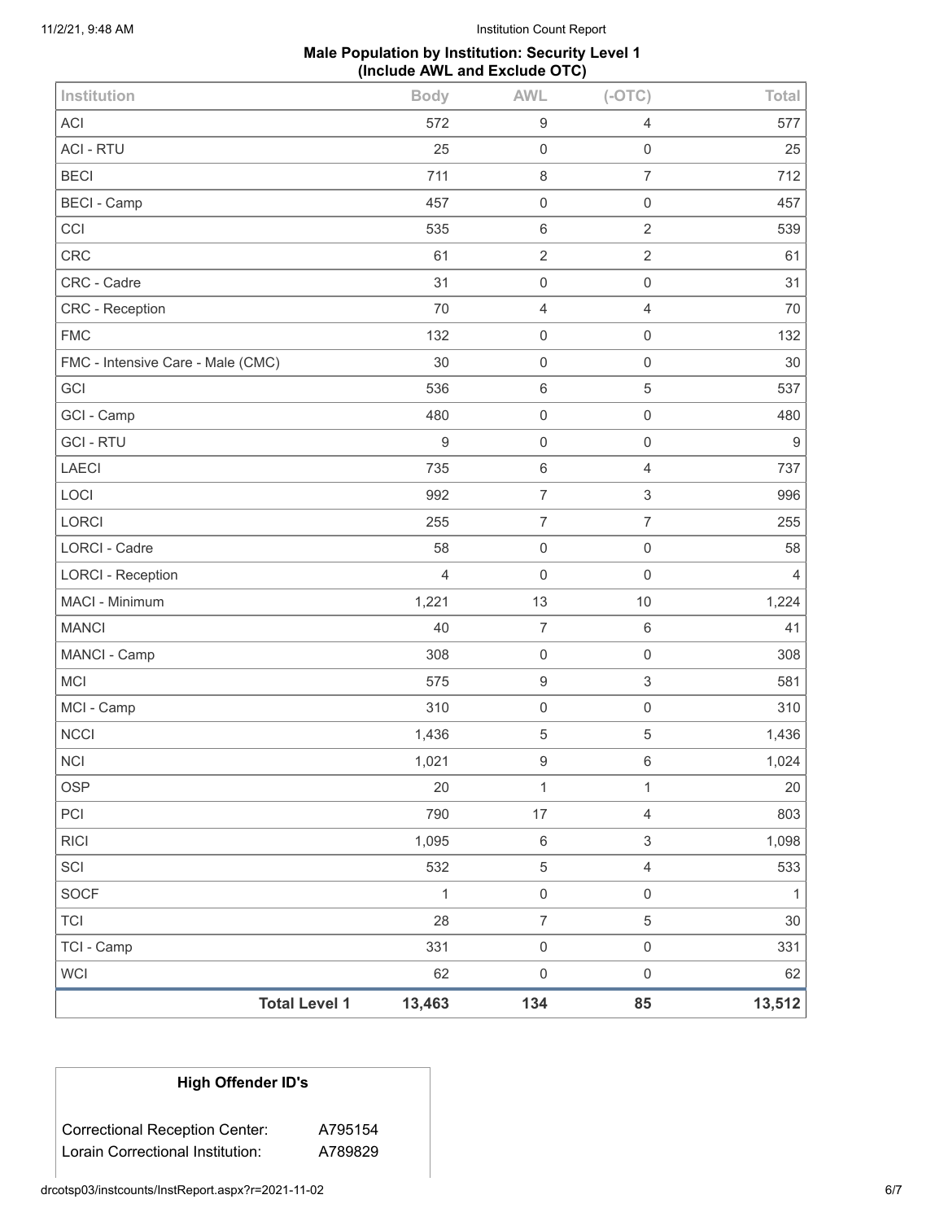## Male Population by Institution: Security Level 1
## (Include AWL and Exclude OTC)

| Institution | Body | AWL | (-OTC) | Total |
|---|---|---|---|---|
| ACI | 572 | 9 | 4 | 577 |
| ACI - RTU | 25 | 0 | 0 | 25 |
| BECI | 711 | 8 | 7 | 712 |
| BECI - Camp | 457 | 0 | 0 | 457 |
| CCI | 535 | 6 | 2 | 539 |
| CRC | 61 | 2 | 2 | 61 |
| CRC - Cadre | 31 | 0 | 0 | 31 |
| CRC - Reception | 70 | 4 | 4 | 70 |
| FMC | 132 | 0 | 0 | 132 |
| FMC - Intensive Care - Male (CMC) | 30 | 0 | 0 | 30 |
| GCI | 536 | 6 | 5 | 537 |
| GCI - Camp | 480 | 0 | 0 | 480 |
| GCI - RTU | 9 | 0 | 0 | 9 |
| LAECI | 735 | 6 | 4 | 737 |
| LOCI | 992 | 7 | 3 | 996 |
| LORCI | 255 | 7 | 7 | 255 |
| LORCI - Cadre | 58 | 0 | 0 | 58 |
| LORCI - Reception | 4 | 0 | 0 | 4 |
| MACI - Minimum | 1,221 | 13 | 10 | 1,224 |
| MANCI | 40 | 7 | 6 | 41 |
| MANCI - Camp | 308 | 0 | 0 | 308 |
| MCI | 575 | 9 | 3 | 581 |
| MCI - Camp | 310 | 0 | 0 | 310 |
| NCCI | 1,436 | 5 | 5 | 1,436 |
| NCI | 1,021 | 9 | 6 | 1,024 |
| OSP | 20 | 1 | 1 | 20 |
| PCI | 790 | 17 | 4 | 803 |
| RICI | 1,095 | 6 | 3 | 1,098 |
| SCI | 532 | 5 | 4 | 533 |
| SOCF | 1 | 0 | 0 | 1 |
| TCI | 28 | 7 | 5 | 30 |
| TCI - Camp | 331 | 0 | 0 | 331 |
| WCI | 62 | 0 | 0 | 62 |
| **Total Level 1** | **13,463** | **134** | **85** | **13,512** |

### High Offender ID's

| | |
|---|---|
| Correctional Reception Center: | A795154 |
| Lorain Correctional Institution: | A789829 |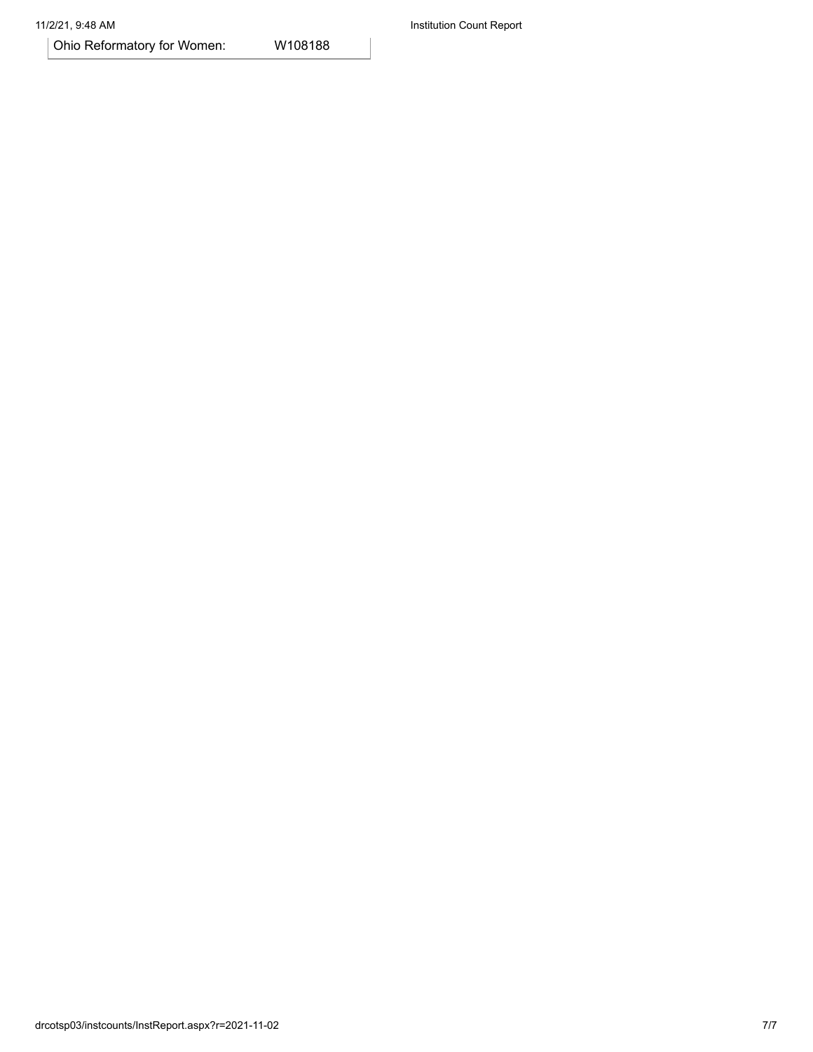| | |
|---|---|
| Ohio Reformatory for Women: | W108188 |